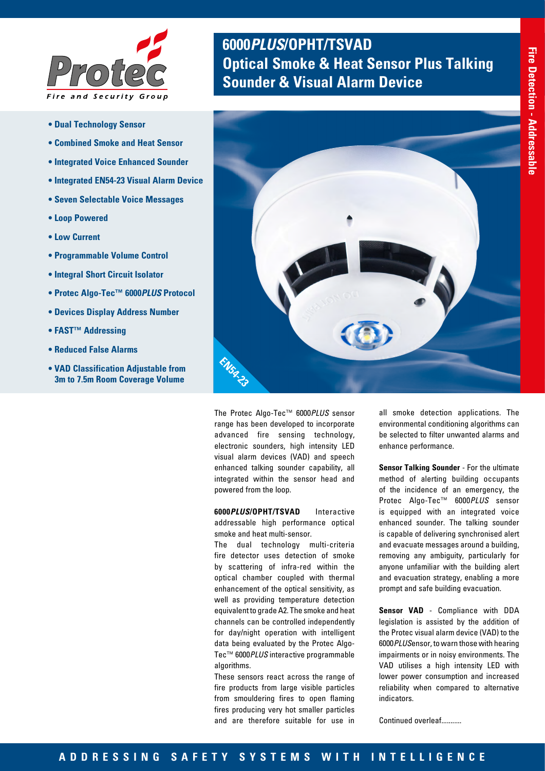# 6000*PLUS*/OPHT/TSVAD Optical Smoke & Heat Sensor Plus Talking Sounder & Visual Alarm Device

Fire Detection - Addressable

- **Dual Technology Sensor**
- **Combined Smoke and Heat Sensor**
- **Integrated Voice Enhanced Sounder**
- **Integrated EN54-23 Visual Alarm Device**
- **Seven Selectable Voice Messages**
- **Loop Powered**
- **Low Current**
- **Programmable Volume Control**
- **Integral Short Circuit Isolator**
- **Protec Algo-Tec™ 6000*PLUS* Protocol**
- **Devices Display Address Number**
- **FAST™ Addressing**
- **Reduced False Alarms**
- **VAD Classification Adjustable from 3m to 7.5m Room Coverage Volume**

EN54-23

The Protec Algo-Tec™ 6000*PLUS* sensor range has been developed to incorporate advanced fire sensing technology, electronic sounders, high intensity LED visual alarm devices (VAD) and speech enhanced talking sounder capability, all integrated within the sensor head and powered from the loop.

**6000*PLUS*/OPHT/TSVAD** Interactive addressable high performance optical smoke and heat multi-sensor.

The dual technology multi-criteria fire detector uses detection of smoke by scattering of infra-red within the optical chamber coupled with thermal enhancement of the optical sensitivity, as well as providing temperature detection equivalent to grade A2. The smoke and heat channels can be controlled independently for day/night operation with intelligent data being evaluated by the Protec Algo-Tec™ 6000*PLUS* interactive programmable algorithms.

These sensors react across the range of fire products from large visible particles from smouldering fires to open flaming fires producing very hot smaller particles and are therefore suitable for use in all smoke detection applications. The environmental conditioning algorithms can be selected to filter unwanted alarms and enhance performance.

**Sensor Talking Sounder** - For the ultimate method of alerting building occupants of the incidence of an emergency, the Protec Algo-Tec™ 6000*PLUS* sensor is equipped with an integrated voice enhanced sounder. The talking sounder is capable of delivering synchronised alert and evacuate messages around a building, removing any ambiguity, particularly for anyone unfamiliar with the building alert and evacuation strategy, enabling a more prompt and safe building evacuation.

**Sensor VAD** - Compliance with DDA legislation is assisted by the addition of the Protec visual alarm device (VAD) to the 6000*PLUS*ensor, to warn those with hearing impairments or in noisy environments. The VAD utilises a high intensity LED with lower power consumption and increased reliability when compared to alternative indicators.

Continued overleaf...........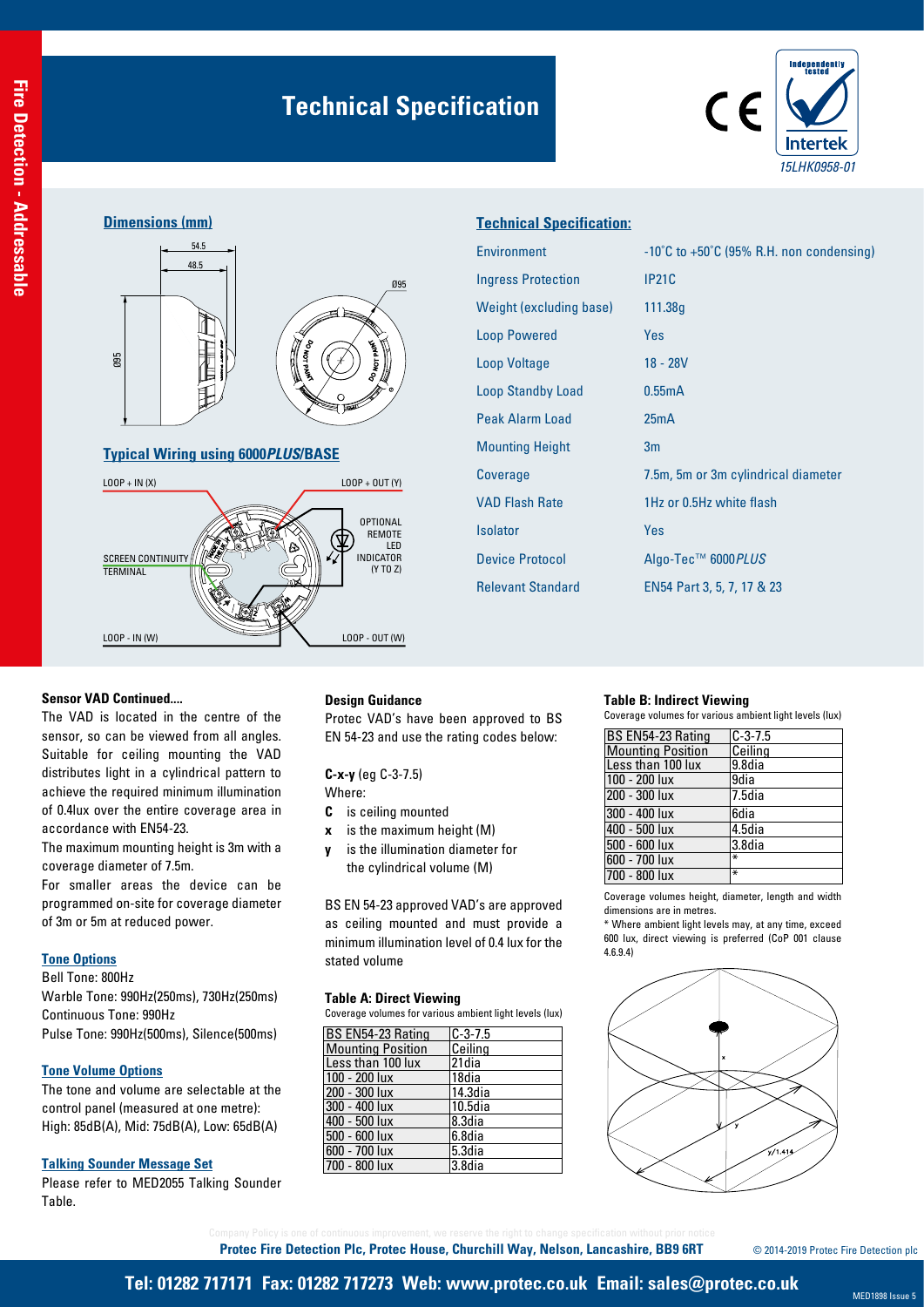# Technical Specification

15LHK0958-01

## Dimensions (mm)

54.5
48.5
Ø95
Ø95

## Typical Wiring using 6000*PLUS*/BASE

LOOP + IN (X)
LOOP + OUT (Y)
OPTIONAL REMOTE LED INDICATOR (Y TO Z)
SCREEN CONTINUITY TERMINAL
LOOP - IN (W)
LOOP - OUT (W)

## Technical Specification:

| | |
|---|---|
| Environment | -10˚C to +50˚C (95% R.H. non condensing) |
| Ingress Protection | IP21C |
| Weight (excluding base) | 111.38g |
| Loop Powered | Yes |
| Loop Voltage | 18 - 28V |
| Loop Standby Load | 0.55mA |
| Peak Alarm Load | 25mA |
| Mounting Height | 3m |
| Coverage | 7.5m, 5m or 3m cylindrical diameter |
| VAD Flash Rate | 1Hz or 0.5Hz white flash |
| Isolator | Yes |
| Device Protocol | Algo-Tec™ 6000*PLUS* |
| Relevant Standard | EN54 Part 3, 5, 7, 17 & 23 |

**Sensor VAD Continued....**

The VAD is located in the centre of the sensor, so can be viewed from all angles. Suitable for ceiling mounting the VAD distributes light in a cylindrical pattern to achieve the required minimum illumination of 0.4lux over the entire coverage area in accordance with EN54-23.

The maximum mounting height is 3m with a coverage diameter of 7.5m.

For smaller areas the device can be programmed on-site for coverage diameter of 3m or 5m at reduced power.

### Tone Options

Bell Tone: 800Hz
Warble Tone: 990Hz(250ms), 730Hz(250ms)
Continuous Tone: 990Hz
Pulse Tone: 990Hz(500ms), Silence(500ms)

### Tone Volume Options

The tone and volume are selectable at the control panel (measured at one metre):
High: 85dB(A), Mid: 75dB(A), Low: 65dB(A)

### Talking Sounder Message Set

Please refer to MED2055 Talking Sounder Table.

**Design Guidance**

Protec VAD's have been approved to BS EN 54-23 and use the rating codes below:

**C-x-y** (eg C-3-7.5)
Where:

- **C** is ceiling mounted
- **x** is the maximum height (M)
- **y** is the illumination diameter for the cylindrical volume (M)

BS EN 54-23 approved VAD's are approved as ceiling mounted and must provide a minimum illumination level of 0.4 lux for the stated volume

**Table A: Direct Viewing**
Coverage volumes for various ambient light levels (lux)

| | |
|---|---|
| BS EN54-23 Rating | C-3-7.5 |
| Mounting Position | Ceiling |
| Less than 100 lux | 21dia |
| 100 - 200 lux | 18dia |
| 200 - 300 lux | 14.3dia |
| 300 - 400 lux | 10.5dia |
| 400 - 500 lux | 8.3dia |
| 500 - 600 lux | 6.8dia |
| 600 - 700 lux | 5.3dia |
| 700 - 800 lux | 3.8dia |

**Table B: Indirect Viewing**
Coverage volumes for various ambient light levels (lux)

| | |
|---|---|
| BS EN54-23 Rating | C-3-7.5 |
| Mounting Position | Ceiling |
| Less than 100 lux | 9.8dia |
| 100 - 200 lux | 9dia |
| 200 - 300 lux | 7.5dia |
| 300 - 400 lux | 6dia |
| 400 - 500 lux | 4.5dia |
| 500 - 600 lux | 3.8dia |
| 600 - 700 lux | * |
| 700 - 800 lux | * |

Coverage volumes height, diameter, length and width dimensions are in metres.

* Where ambient light levels may, at any time, exceed 600 lux, direct viewing is preferred (CoP 001 clause 4.6.9.4)

x
y
y/1.414

Company Policy is one of continuous improvement, we reserve the right to change specification without prior notice

**Protec Fire Detection Plc, Protec House, Churchill Way, Nelson, Lancashire, BB9 6RT**

© 2014-2019 Protec Fire Detection plc

**Tel: 01282 717171 Fax: 01282 717273 Web: www.protec.co.uk Email: sales@protec.co.uk**

MED1898 Issue 5